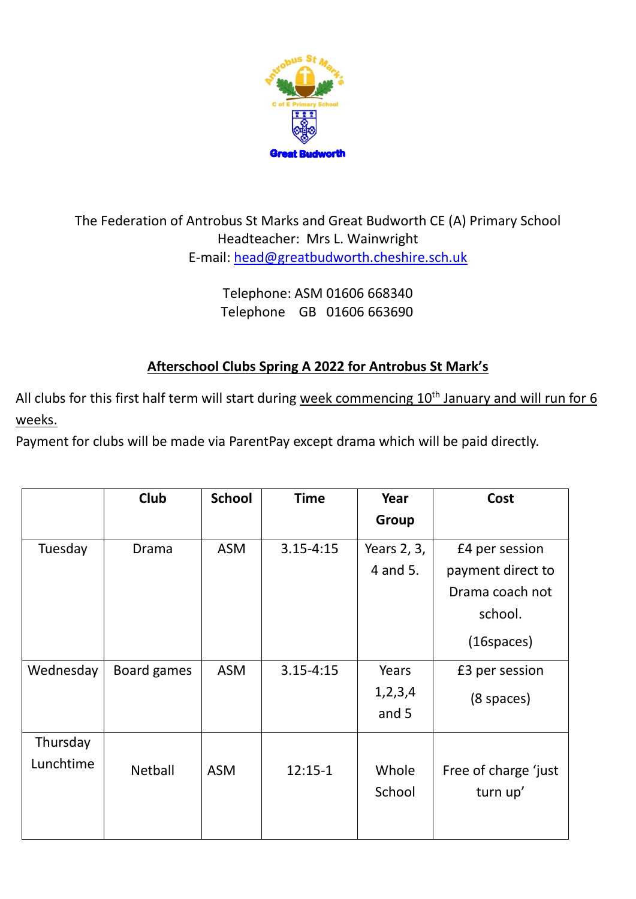The Federation of Antrobus St Marks and Great Budworth CE (A) Primary School
Headteacher: Mrs L. Wainwright
E-mail: head@greatbudworth.cheshire.sch.uk

Telephone: ASM 01606 668340
Telephone GB 01606 663690

## **Afterschool Clubs Spring A 2022 for Antrobus St Mark's**

All clubs for this first half term will start during week commencing 10th January and will run for 6 weeks.
Payment for clubs will be made via ParentPay except drama which will be paid directly.

| | Club | School | Time | Year Group | Cost |
|---|---|---|---|---|---|
| Tuesday | Drama | ASM | 3.15-4:15 | Years 2, 3, 4 and 5. | £4 per session payment direct to Drama coach not school. (16spaces) |
| Wednesday | Board games | ASM | 3.15-4:15 | Years 1,2,3,4 and 5 | £3 per session (8 spaces) |
| Thursday Lunchtime | Netball | ASM | 12:15-1 | Whole School | Free of charge 'just turn up' |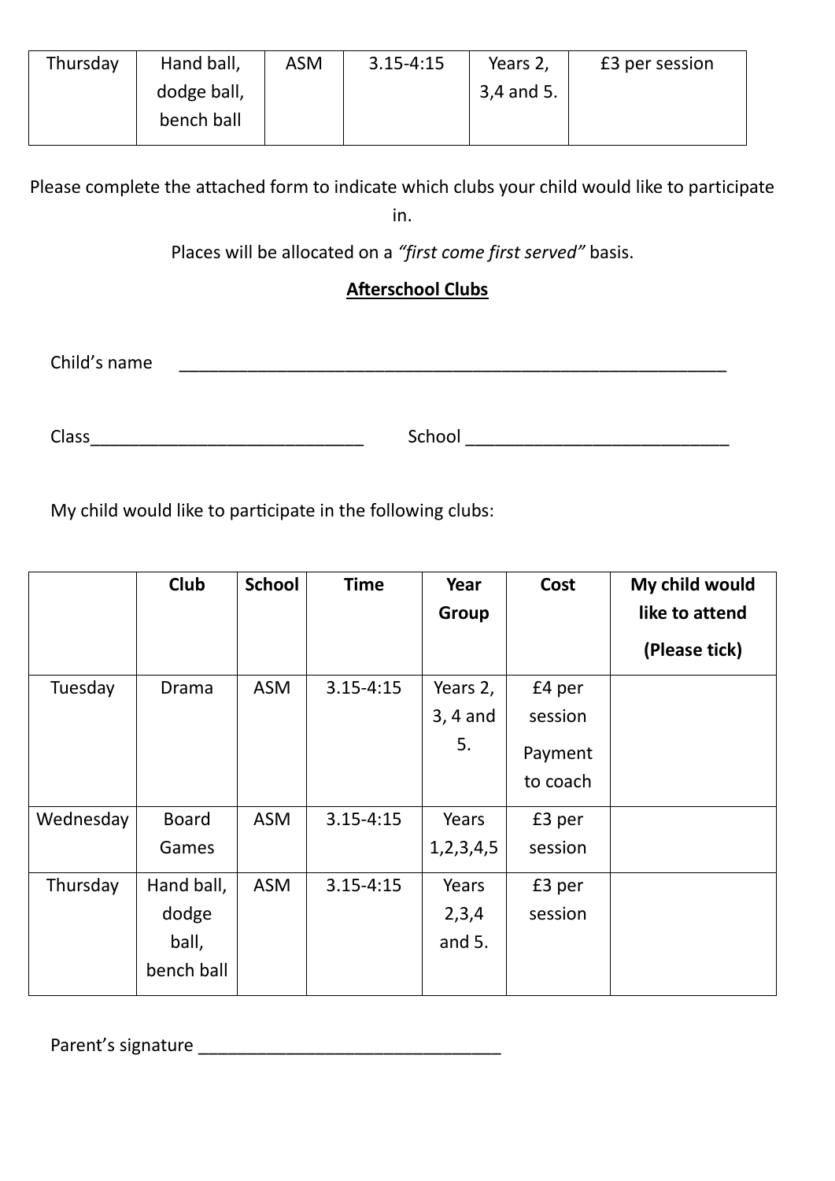| Thursday | Hand ball, dodge ball, bench ball | ASM | 3.15-4:15 | Years 2, 3,4 and 5. | £3 per session |
|---|---|---|---|---|---|

Please complete the attached form to indicate which clubs your child would like to participate in.

Places will be allocated on a *"first come first served"* basis.

**Afterschool Clubs**

Child's name \_\_\_\_\_\_\_\_\_\_\_\_\_\_\_\_\_\_\_\_\_\_\_\_\_\_\_\_\_\_\_\_\_\_\_\_\_\_\_\_\_\_\_\_\_\_\_\_\_\_\_\_\_\_\_\_

Class\_\_\_\_\_\_\_\_\_\_\_\_\_\_\_\_\_\_\_\_\_\_\_\_\_\_\_\_\_\_ School \_\_\_\_\_\_\_\_\_\_\_\_\_\_\_\_\_\_\_\_\_\_\_\_\_\_\_\_

My child would like to participate in the following clubs:

| | Club | School | Time | Year Group | Cost | My child would like to attend (Please tick) |
|---|---|---|---|---|---|---|
| Tuesday | Drama | ASM | 3.15-4:15 | Years 2, 3, 4 and 5. | £4 per session Payment to coach | |
| Wednesday | Board Games | ASM | 3.15-4:15 | Years 1,2,3,4,5 | £3 per session | |
| Thursday | Hand ball, dodge ball, bench ball | ASM | 3.15-4:15 | Years 2,3,4 and 5. | £3 per session | |

Parent's signature \_\_\_\_\_\_\_\_\_\_\_\_\_\_\_\_\_\_\_\_\_\_\_\_\_\_\_\_\_\_\_\_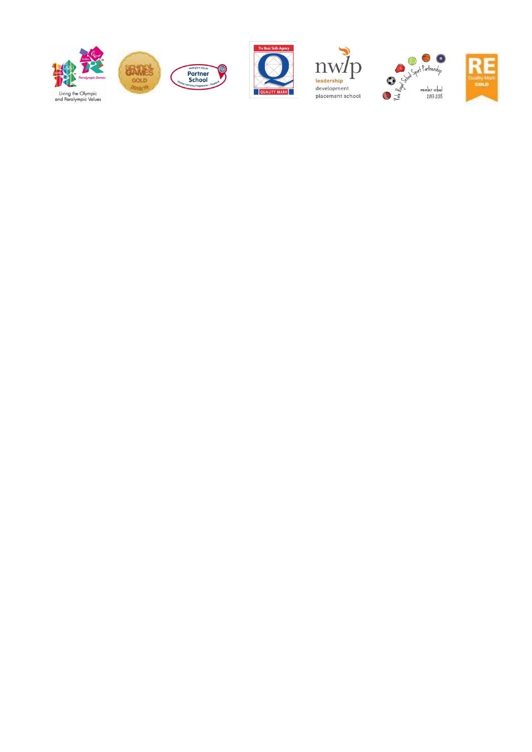Living the Olympic and Paralympic Values

SCHOOL GAMES GOLD 2018/19

Partner School

The Basic Skills Agency QUALITY MARK

nwlp leadership development placement school

Vale Royal School Sport Partnership member school 2013-2015

RE Quality Mark GOLD